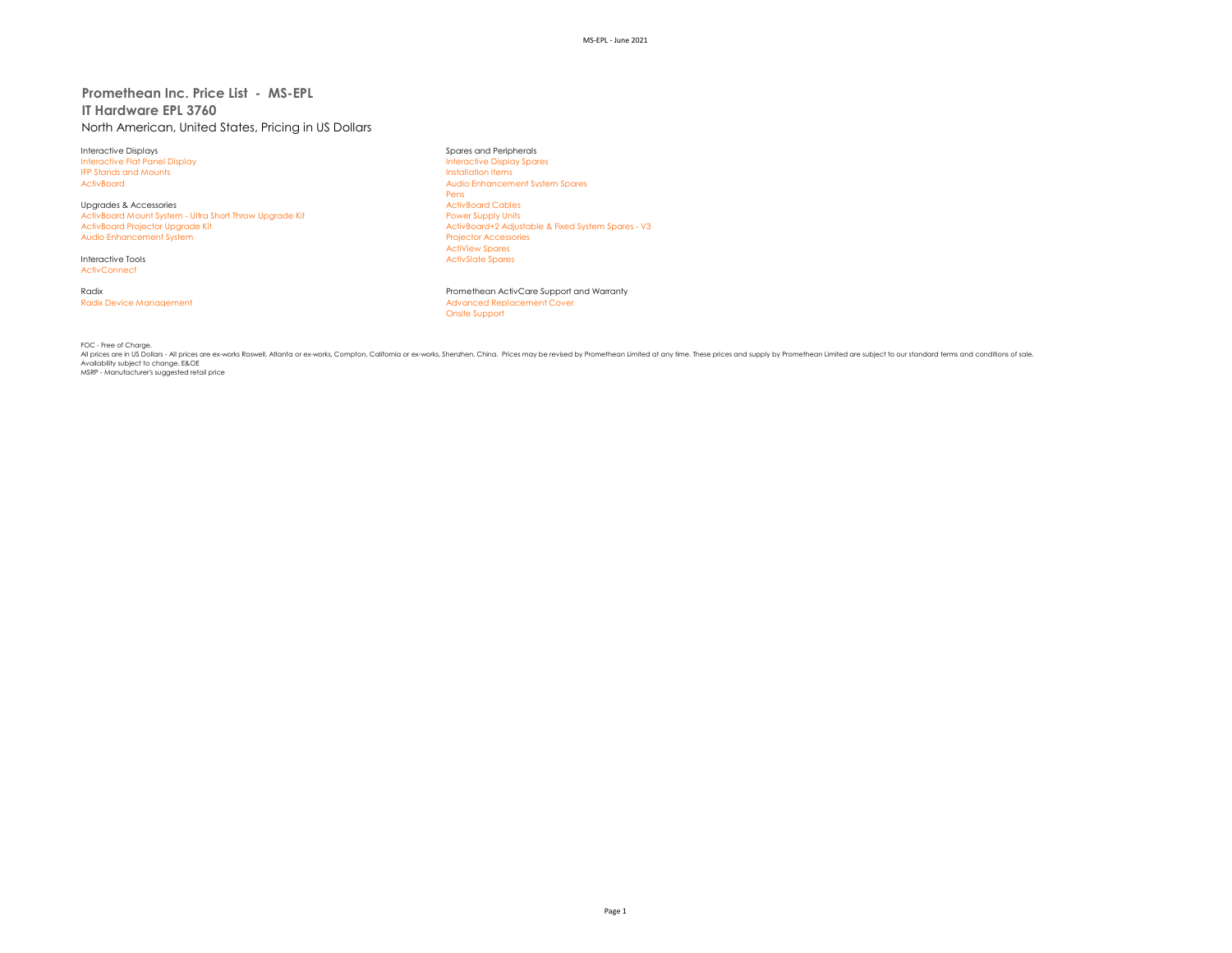# Promethean Inc. Price List - MS-EPL

## IT Hardware EPL 3760

North American, United States, Pricing in US Dollars

Interactive Displays
- Interactive Flat Panel Display
- IFP Stands and Mounts
- ActivBoard

Upgrades & Accessories
- ActivBoard Mount System - Ultra Short Throw Upgrade Kit
- ActivBoard Projector Upgrade Kit
- Audio Enhancement System

Interactive Tools
- ActivConnect

Radix
- Radix Device Management

Spares and Peripherals
- Interactive Display Spares
- Installation Items
- Audio Enhancement System Spares
- Pens
- ActivBoard Cables
- Power Supply Units
- ActivBoard+2 Adjustable & Fixed System Spares - V3
- Projector Accessories
- ActiView Spares
- ActivSlate Spares

Promethean ActivCare Support and Warranty
- Advanced Replacement Cover
- Onsite Support

FOC - Free of Charge.
All prices are in US Dollars - All prices are ex-works Roswell, Atlanta or ex-works, Compton, California or ex-works, Shenzhen, China. Prices may be revised by Promethean Limited at any time. These prices and supply by Promethean Limited are subject to our standard terms and conditions of sale.
Availability subject to change. E&OE
MSRP - Manufacturer's suggested retail price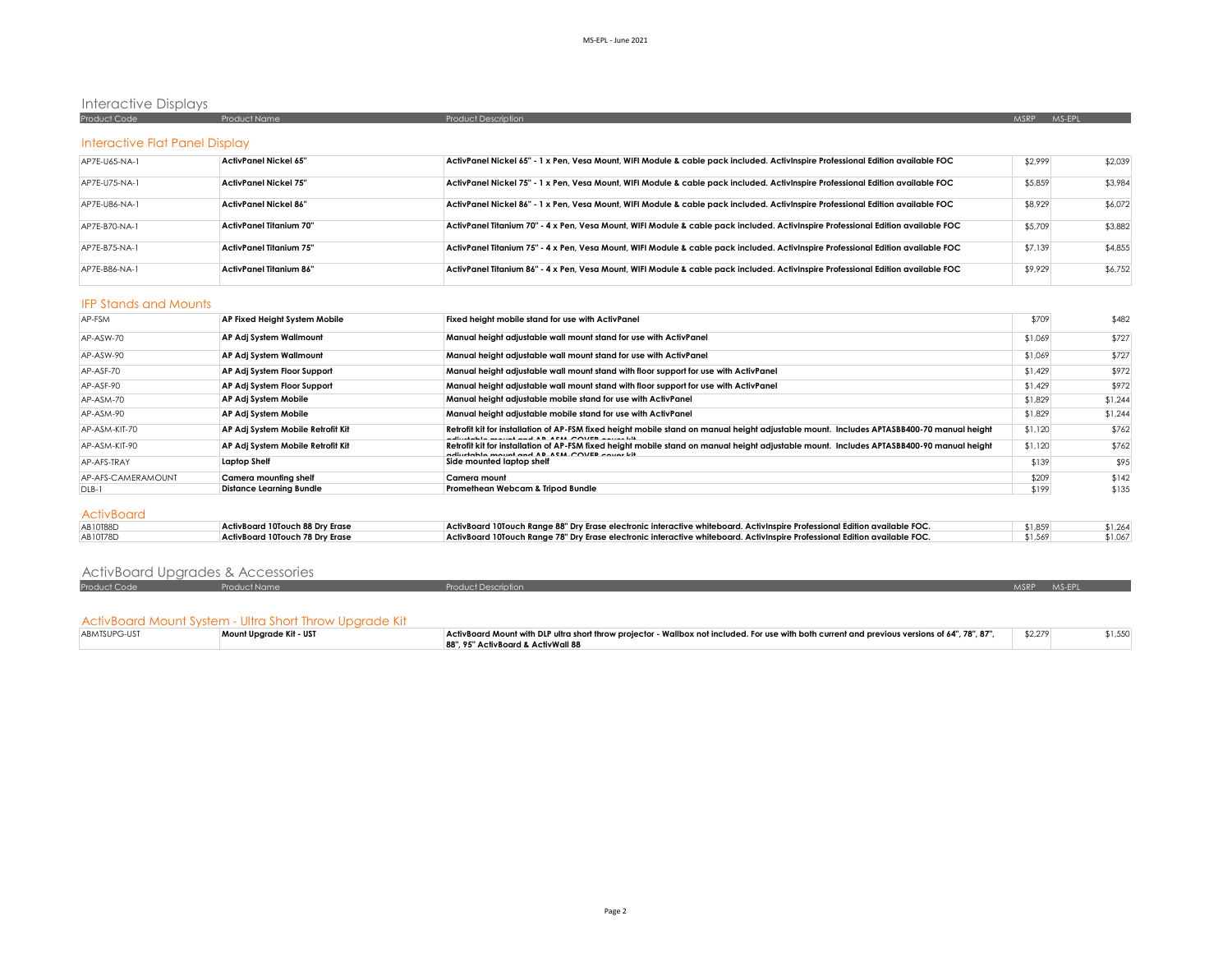# Interactive Displays

| Product Code | Product Name | Product Description | MSRP | MS-EPL |
|---|---|---|---|---|

## Interactive Flat Panel Display

| Product Code | Product Name | Product Description | MSRP | MS-EPL |
|---|---|---|---|---|
| AP7E-U65-NA-1 | **ActivPanel Nickel 65"** | **ActivPanel Nickel 65" - 1 x Pen, Vesa Mount, WIFI Module & cable pack included. ActivInspire Professional Edition available FOC** | $2,999 | $2,039 |
| AP7E-U75-NA-1 | **ActivPanel Nickel 75"** | **ActivPanel Nickel 75" - 1 x Pen, Vesa Mount, WIFI Module & cable pack included. ActivInspire Professional Edition available FOC** | $5,859 | $3,984 |
| AP7E-U86-NA-1 | **ActivPanel Nickel 86"** | **ActivPanel Nickel 86" - 1 x Pen, Vesa Mount, WIFI Module & cable pack included. ActivInspire Professional Edition available FOC** | $8,929 | $6,072 |
| AP7E-B70-NA-1 | **ActivPanel Titanium 70"** | **ActivPanel Titanium 70" - 4 x Pen, Vesa Mount, WIFI Module & cable pack included. ActivInspire Professional Edition available FOC** | $5,709 | $3,882 |
| AP7E-B75-NA-1 | **ActivPanel Titanium 75"** | **ActivPanel Titanium 75" - 4 x Pen, Vesa Mount, WIFI Module & cable pack included. ActivInspire Professional Edition available FOC** | $7,139 | $4,855 |
| AP7E-B86-NA-1 | **ActivPanel Titanium 86"** | **ActivPanel Titanium 86" - 4 x Pen, Vesa Mount, WIFI Module & cable pack included. ActivInspire Professional Edition available FOC** | $9,929 | $6,752 |

## IFP Stands and Mounts

| Product Code | Product Name | Product Description | MSRP | MS-EPL |
|---|---|---|---|---|
| AP-FSM | **AP Fixed Height System Mobile** | **Fixed height mobile stand for use with ActivPanel** | $709 | $482 |
| AP-ASW-70 | **AP Adj System Wallmount** | **Manual height adjustable wall mount stand for use with ActivPanel** | $1,069 | $727 |
| AP-ASW-90 | **AP Adj System Wallmount** | **Manual height adjustable wall mount stand for use with ActivPanel** | $1,069 | $727 |
| AP-ASF-70 | **AP Adj System Floor Support** | **Manual height adjustable wall mount stand with floor support for use with ActivPanel** | $1,429 | $972 |
| AP-ASF-90 | **AP Adj System Floor Support** | **Manual height adjustable wall mount stand with floor support for use with ActivPanel** | $1,429 | $972 |
| AP-ASM-70 | **AP Adj System Mobile** | **Manual height adjustable mobile stand for use with ActivPanel** | $1,829 | $1,244 |
| AP-ASM-90 | **AP Adj System Mobile** | **Manual height adjustable mobile stand for use with ActivPanel** | $1,829 | $1,244 |
| AP-ASM-KIT-70 | **AP Adj System Mobile Retrofit Kit** | **Retrofit kit for installation of AP-FSM fixed height mobile stand on manual height adjustable mount. Includes APTASBB400-70 manual height adjustable mount and AP-ASM-COVER cover kit** | $1,120 | $762 |
| AP-ASM-KIT-90 | **AP Adj System Mobile Retrofit Kit** | **Retrofit kit for installation of AP-FSM fixed height mobile stand on manual height adjustable mount. Includes APTASBB400-90 manual height adjustable mount and AP-ASM-COVER cover kit** | $1,120 | $762 |
| AP-AFS-TRAY | **Laptop Shelf** | **Side mounted laptop shelf** | $139 | $95 |
| AP-AFS-CAMERAMOUNT | **Camera mounting shelf** | **Camera mount** | $209 | $142 |
| DLB-1 | **Distance Learning Bundle** | **Promethean Webcam & Tripod Bundle** | $199 | $135 |

## ActivBoard

| Product Code | Product Name | Product Description | MSRP | MS-EPL |
|---|---|---|---|---|
| AB10T88D | **ActivBoard 10Touch 88 Dry Erase** | **ActivBoard 10Touch Range 88" Dry Erase electronic interactive whiteboard. ActivInspire Professional Edition available FOC.** | $1,859 | $1,264 |
| AB10T78D | **ActivBoard 10Touch 78 Dry Erase** | **ActivBoard 10Touch Range 78" Dry Erase electronic interactive whiteboard. ActivInspire Professional Edition available FOC.** | $1,569 | $1,067 |

# ActivBoard Upgrades & Accessories

| Product Code | Product Name | Product Description | MSRP | MS-EPL |
|---|---|---|---|---|

## ActivBoard Mount System - Ultra Short Throw Upgrade Kit

| Product Code | Product Name | Product Description | MSRP | MS-EPL |
|---|---|---|---|---|
| ABMTSUPG-UST | **Mount Upgrade Kit - UST** | **ActivBoard Mount with DLP ultra short throw projector - Wallbox not included. For use with both current and previous versions of 64", 78", 87", 88", 95" ActivBoard & ActivWall 88** | $2,279 | $1,550 |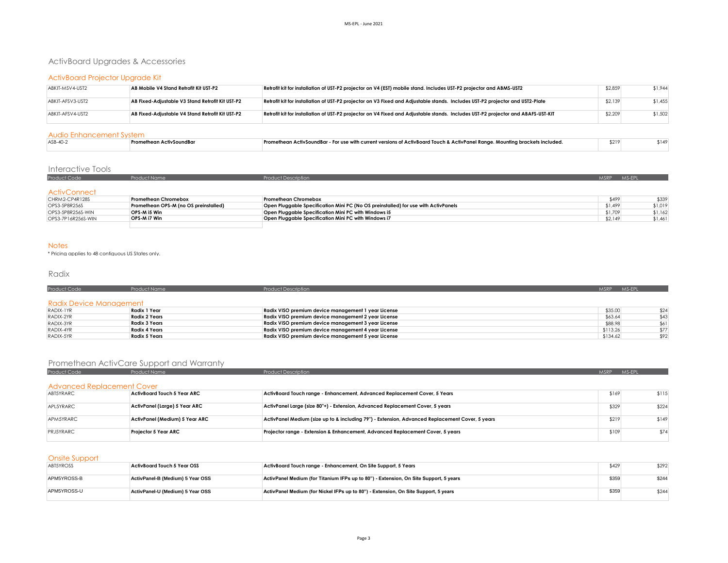## ActivBoard Upgrades & Accessories

### ActivBoard Projector Upgrade Kit

| Product Code | Product Name | Product Description | MSRP | MS-EPL |
|---|---|---|---|---|
| ABKIT-MSV4-UST2 | **AB Mobile V4 Stand Retrofit Kit UST-P2** | **Retrofit kit for installation of UST-P2 projector on V4 (EST) mobile stand. Includes UST-P2 projector and ABMS-UST2** | $2,859 | $1,944 |
| ABKIT-AFSV3-UST2 | **AB Fixed-Adjustable V3 Stand Retrofit Kit UST-P2** | **Retrofit kit for installation of UST-P2 projector on V3 Fixed and Adjustable stands. Includes UST-P2 projector and UST2-Plate** | $2,139 | $1,455 |
| ABKIT-AFSV4-UST2 | **AB Fixed-Adjustable V4 Stand Retrofit Kit UST-P2** | **Retrofit kit for installation of UST-P2 projector on V4 Fixed and Adjustable stands. Includes UST-P2 projector and ABAFS-UST-KIT** | $2,209 | $1,502 |

### Audio Enhancement System

| Product Code | Product Name | Product Description | MSRP | MS-EPL |
|---|---|---|---|---|
| ASB-40-2 | **Promethean ActivSoundBar** | **Promethean ActivSoundBar - For use with current versions of ActivBoard Touch & ActivPanel Range. Mounting brackets included.** | $219 | $149 |

## Interactive Tools

### ActivConnect

| Product Code | Product Name | Product Description | MSRP | MS-EPL |
|---|---|---|---|---|
| CHRM2-CP4R128S | **Promethean Chromebox** | **Promethean Chromebox** | $499 | $339 |
| OPS3-5P8R256S | **Promethean OPS-M (no OS preinstalled)** | **Open Pluggable Specification Mini PC (No OS preinstalled) for use with ActivPanels** | $1,499 | $1,019 |
| OPS3-5P8R256S-WIN | **OPS-M i5 Win** | **Open Pluggable Specification Mini PC with Windows i5** | $1,709 | $1,162 |
| OPS3-7P16R256S-WIN | **OPS-M i7 Win** | **Open Pluggable Specification Mini PC with Windows i7** | $2,149 | $1,461 |

### Notes

* Pricing applies to 48 contiguous US States only.

## Radix

### Radix Device Management

| Product Code | Product Name | Product Description | MSRP | MS-EPL |
|---|---|---|---|---|
| RADIX-1YR | **Radix 1 Year** | **Radix VISO premium device management 1 year License** | $35.00 | $24 |
| RADIX-2YR | **Radix 2 Years** | **Radix VISO premium device management 2 year License** | $63.64 | $43 |
| RADIX-3YR | **Radix 3 Years** | **Radix VISO premium device management 3 year License** | $88.98 | $61 |
| RADIX-4YR | **Radix 4 Years** | **Radix VISO premium device management 4 year License** | $113.26 | $77 |
| RADIX-5YR | **Radix 5 Years** | **Radix VISO premium device management 5 year License** | $134.62 | $92 |

## Promethean ActivCare Support and Warranty

### Advanced Replacement Cover

| Product Code | Product Name | Product Description | MSRP | MS-EPL |
|---|---|---|---|---|
| ABT5YRARC | **ActivBoard Touch 5 Year ARC** | **ActivBoard Touch range - Enhancement, Advanced Replacement Cover, 5 Years** | $169 | $115 |
| APL5YRARC | **ActivPanel (Large) 5 Year ARC** | **ActivPanel Large (size 80"+) - Extension, Advanced Replacement Cover, 5 years** | $329 | $224 |
| APM5YRARC | **ActivPanel (Medium) 5 Year ARC** | **ActivPanel Medium (size up to & including 79") - Extension, Advanced Replacement Cover, 5 years** | $219 | $149 |
| PRJ5YRARC | **Projector 5 Year ARC** | **Projector range - Extension & Enhancement, Advanced Replacement Cover, 5 years** | $109 | $74 |

### Onsite Support

| Product Code | Product Name | Product Description | MSRP | MS-EPL |
|---|---|---|---|---|
| ABT5YROSS | **ActivBoard Touch 5 Year OSS** | **ActivBoard Touch range - Enhancement, On Site Support, 5 Years** | $429 | $292 |
| APM5YROSS-B | **ActivPanel-B (Medium) 5 Year OSS** | **ActivPanel Medium (for Titanium IFPs up to 80") - Extension, On Site Support, 5 years** | $359 | $244 |
| APM5YROSS-U | **ActivPanel-U (Medium) 5 Year OSS** | **ActivPanel Medium (for Nickel IFPs up to 80") - Extension, On Site Support, 5 years** | $359 | $244 |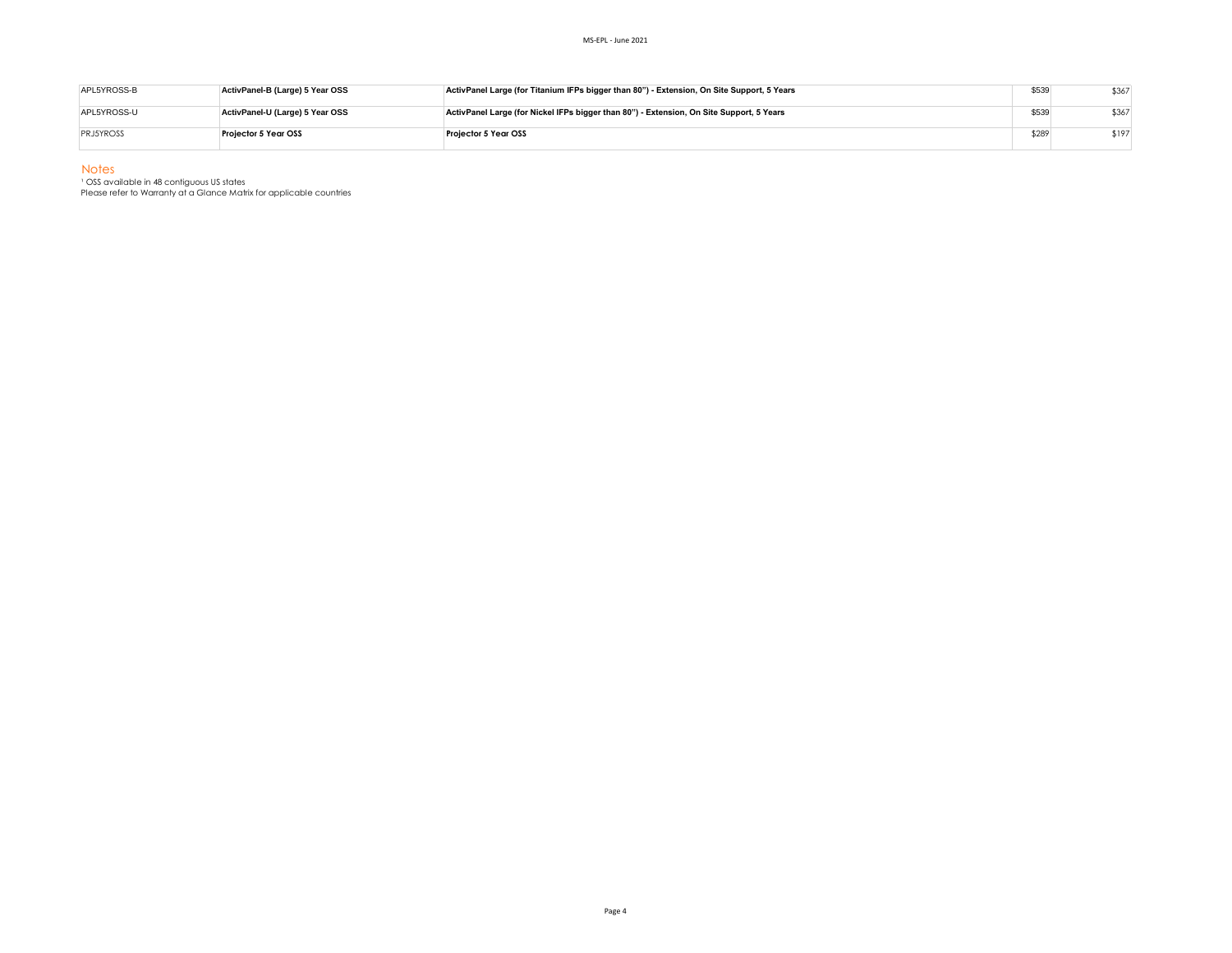| | | | | |
|---|---|---|---|---|
| APL5YROSS-B | **ActivPanel-B (Large) 5 Year OSS** | **ActivPanel Large (for Titanium IFPs bigger than 80") - Extension, On Site Support, 5 Years** | $539 | $367 |
| APL5YROSS-U | **ActivPanel-U (Large) 5 Year OSS** | **ActivPanel Large (for Nickel IFPs bigger than 80") - Extension, On Site Support, 5 Years** | $539 | $367 |
| PRJ5YROSS | **Projector 5 Year OSS** | **Projector 5 Year OSS** | $289 | $197 |

## Notes

[1] OSS available in 48 contiguous US states

Please refer to Warranty at a Glance Matrix for applicable countries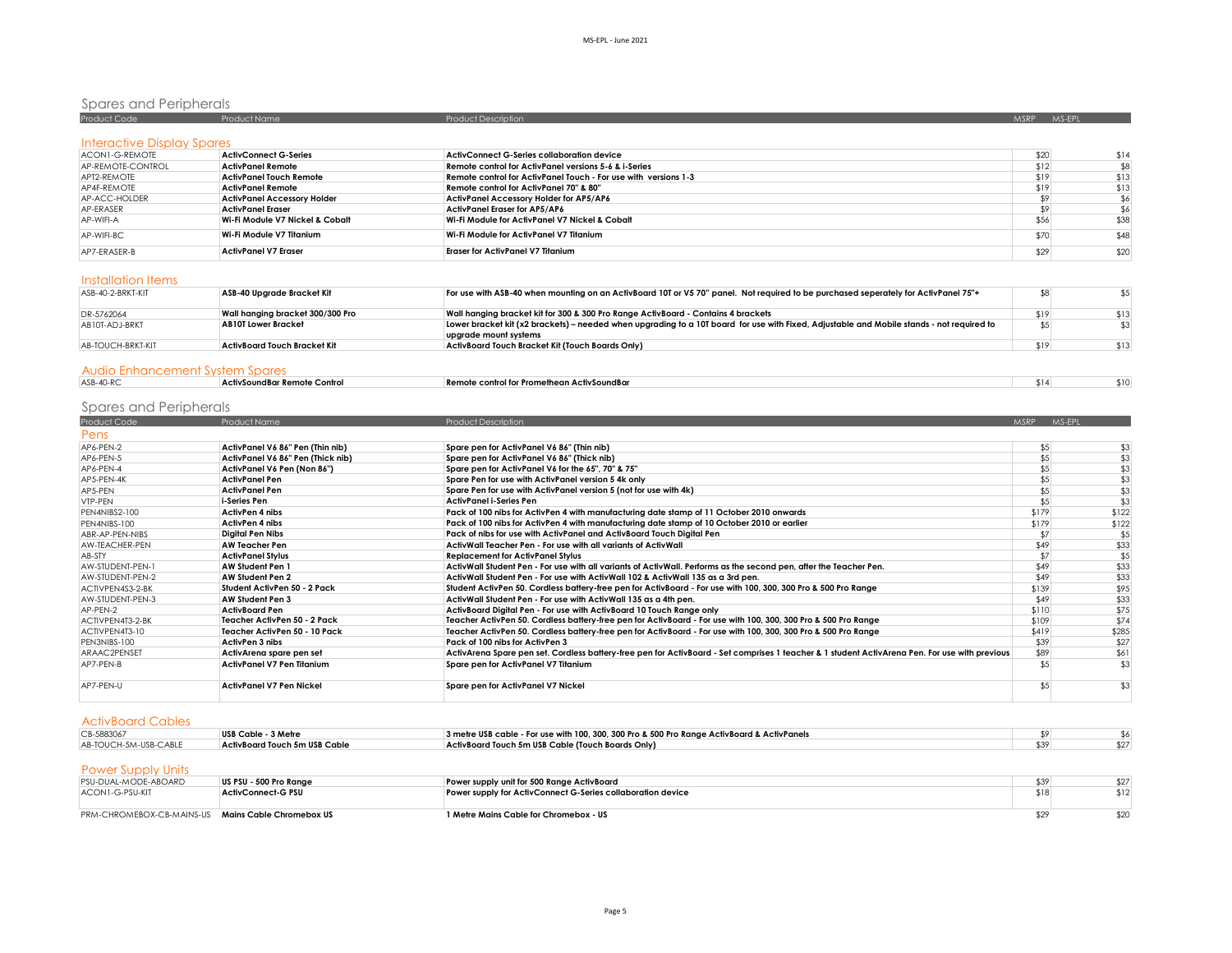## Spares and Peripherals

| Product Code | Product Name | Product Description | MSRP | MS-EPL |
|---|---|---|---|---|
| **Interactive Display Spares** | | | | |
| ACON1-G-REMOTE | **ActivConnect G-Series** | **ActivConnect G-Series collaboration device** | $20 | $14 |
| AP-REMOTE-CONTROL | **ActivPanel Remote** | **Remote control for ActivPanel versions 5-6 & i-Series** | $12 | $8 |
| APT2-REMOTE | **ActivPanel Touch Remote** | **Remote control for ActivPanel Touch - For use with versions 1-3** | $19 | $13 |
| AP4F-REMOTE | **ActivPanel Remote** | **Remote control for ActivPanel 70" & 80"** | $19 | $13 |
| AP-ACC-HOLDER | **ActivPanel Accessory Holder** | **ActivPanel Accessory Holder for AP5/AP6** | $9 | $6 |
| AP-ERASER | **ActivPanel Eraser** | **ActivPanel Eraser for AP5/AP6** | $9 | $6 |
| AP-WIFI-A | **Wi-Fi Module V7 Nickel & Cobalt** | **Wi-Fi Module for ActivPanel V7 Nickel & Cobalt** | $56 | $38 |
| AP-WIFI-BC | **Wi-Fi Module V7 Titanium** | **Wi-Fi Module for ActivPanel V7 Titanium** | $70 | $48 |
| AP7-ERASER-B | **ActivPanel V7 Eraser** | **Eraser for ActivPanel V7 Titanium** | $29 | $20 |
| **Installation Items** | | | | |
| ASB-40-2-BRKT-KIT | **ASB-40 Upgrade Bracket Kit** | **For use with ASB-40 when mounting on an ActivBoard 10T or V5 70" panel. Not required to be purchased seperately for ActivPanel 75"+** | $8 | $5 |
| DR-5762064 | **Wall hanging bracket 300/300 Pro** | **Wall hanging bracket kit for 300 & 300 Pro Range ActivBoard - Contains 4 brackets** | $19 | $13 |
| AB10T-ADJ-BRKT | **AB10T Lower Bracket** | **Lower bracket kit (x2 brackets) – needed when upgrading to a 10T board for use with Fixed, Adjustable and Mobile stands - not required to upgrade mount systems** | $5 | $3 |
| AB-TOUCH-BRKT-KIT | **ActivBoard Touch Bracket Kit** | **ActivBoard Touch Bracket Kit (Touch Boards Only)** | $19 | $13 |
| **Audio Enhancement System Spares** | | | | |
| ASB-40-RC | **ActivSoundBar Remote Control** | **Remote control for Promethean ActivSoundBar** | $14 | $10 |

## Spares and Peripherals

| Product Code | Product Name | Product Description | MSRP | MS-EPL |
|---|---|---|---|---|
| **Pens** | | | | |
| AP6-PEN-2 | **ActivPanel V6 86" Pen (Thin nib)** | **Spare pen for ActivPanel V6 86" (Thin nib)** | $5 | $3 |
| AP6-PEN-5 | **ActivPanel V6 86" Pen (Thick nib)** | **Spare pen for ActivPanel V6 86" (Thick nib)** | $5 | $3 |
| AP6-PEN-4 | **ActivPanel V6 Pen (Non 86")** | **Spare pen for ActivPanel V6 for the 65", 70" & 75"** | $5 | $3 |
| AP5-PEN-4K | **ActivPanel Pen** | **Spare Pen for use with ActivPanel version 5 4k only** | $5 | $3 |
| AP5-PEN | **ActivPanel Pen** | **Spare Pen for use with ActivPanel version 5 (not for use with 4k)** | $5 | $3 |
| VTP-PEN | **i-Series Pen** | **ActivPanel i-Series Pen** | $5 | $3 |
| PEN4NIBS2-100 | **ActivPen 4 nibs** | **Pack of 100 nibs for ActivPen 4 with manufacturing date stamp of 11 October 2010 onwards** | $179 | $122 |
| PEN4NIBS-100 | **ActivPen 4 nibs** | **Pack of 100 nibs for ActivPen 4 with manufacturing date stamp of 10 October 2010 or earlier** | $179 | $122 |
| ABR-AP-PEN-NIBS | **Digital Pen Nibs** | **Pack of nibs for use with ActivPanel and ActivBoard Touch Digital Pen** | $7 | $5 |
| AW-TEACHER-PEN | **AW Teacher Pen** | **ActivWall Teacher Pen - For use with all variants of ActivWall** | $49 | $33 |
| AB-STY | **ActivPanel Stylus** | **Replacement for ActivPanel Stylus** | $7 | $5 |
| AW-STUDENT-PEN-1 | **AW Student Pen 1** | **ActivWall Student Pen - For use with all variants of ActivWall. Performs as the second pen, after the Teacher Pen.** | $49 | $33 |
| AW-STUDENT-PEN-2 | **AW Student Pen 2** | **ActivWall Student Pen - For use with ActivWall 102 & ActivWall 135 as a 3rd pen.** | $49 | $33 |
| ACTIVPEN4S3-2-BK | **Student ActivPen 50 - 2 Pack** | **Student ActivPen 50. Cordless battery-free pen for ActivBoard - For use with 100, 300, 300 Pro & 500 Pro Range** | $139 | $95 |
| AW-STUDENT-PEN-3 | **AW Student Pen 3** | **ActivWall Student Pen - For use with ActivWall 135 as a 4th pen.** | $49 | $33 |
| AP-PEN-2 | **ActivBoard Pen** | **ActivBoard Digital Pen - For use with ActivBoard 10 Touch Range only** | $110 | $75 |
| ACTIVPEN4T3-2-BK | **Teacher ActivPen 50 - 2 Pack** | **Teacher ActivPen 50. Cordless battery-free pen for ActivBoard - For use with 100, 300, 300 Pro & 500 Pro Range** | $109 | $74 |
| ACTIVPEN4T3-10 | **Teacher ActivPen 50 - 10 Pack** | **Teacher ActivPen 50. Cordless battery-free pen for ActivBoard - For use with 100, 300, 300 Pro & 500 Pro Range** | $419 | $285 |
| PEN3NIBS-100 | **ActivPen 3 nibs** | **Pack of 100 nibs for ActivPen 3** | $39 | $27 |
| ARAAC2PENSET | **ActivArena spare pen set** | **ActivArena Spare pen set. Cordless battery-free pen for ActivBoard - Set comprises 1 teacher & 1 student ActivArena Pen. For use with previous** | $89 | $61 |
| AP7-PEN-B | **ActivPanel V7 Pen Titanium** | **Spare pen for ActivPanel V7 Titanium** | $5 | $3 |
| AP7-PEN-U | **ActivPanel V7 Pen Nickel** | **Spare pen for ActivPanel V7 Nickel** | $5 | $3 |
| **ActivBoard Cables** | | | | |
| CB-5883067 | **USB Cable - 3 Metre** | **3 metre USB cable - For use with 100, 300, 300 Pro & 500 Pro Range ActivBoard & ActivPanels** | $9 | $6 |
| AB-TOUCH-5M-USB-CABLE | **ActivBoard Touch 5m USB Cable** | **ActivBoard Touch 5m USB Cable (Touch Boards Only)** | $39 | $27 |
| **Power Supply Units** | | | | |
| PSU-DUAL-MODE-ABOARD | **US PSU - 500 Pro Range** | **Power supply unit for 500 Range ActivBoard** | $39 | $27 |
| ACON1-G-PSU-KIT | **ActivConnect-G PSU** | **Power supply for ActivConnect G-Series collaboration device** | $18 | $12 |
| PRM-CHROMEBOX-CB-MAINS-US | **Mains Cable Chromebox US** | **1 Metre Mains Cable for Chromebox - US** | $29 | $20 |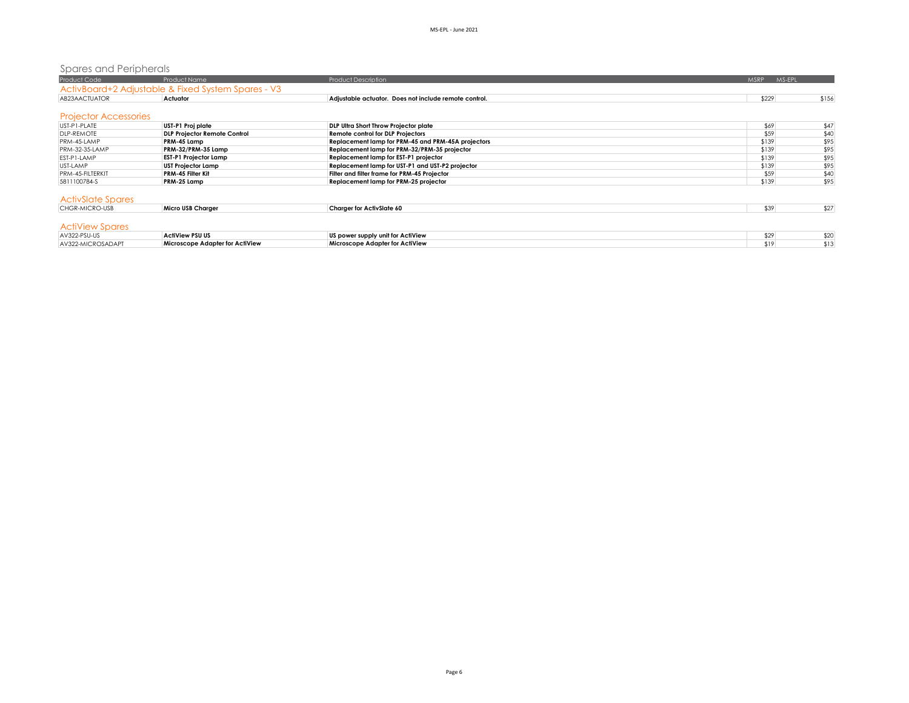## Spares and Peripherals

| Product Code | Product Name | Product Description | MSRP | MS-EPL |
|---|---|---|---|---|
| **ActivBoard+2 Adjustable & Fixed System Spares - V3** | | | | |
| AB23AACTUATOR | **Actuator** | **Adjustable actuator. Does not include remote control.** | $229 | $156 |
| **Projector Accessories** | | | | |
| UST-P1-PLATE | **UST-P1 Proj plate** | **DLP Ultra Short Throw Projector plate** | $69 | $47 |
| DLP-REMOTE | **DLP Projector Remote Control** | **Remote control for DLP Projectors** | $59 | $40 |
| PRM-45-LAMP | **PRM-45 Lamp** | **Replacement lamp for PRM-45 and PRM-45A projectors** | $139 | $95 |
| PRM-32-35-LAMP | **PRM-32/PRM-35 Lamp** | **Replacement lamp for PRM-32/PRM-35 projector** | $139 | $95 |
| EST-P1-LAMP | **EST-P1 Projector Lamp** | **Replacement lamp for EST-P1 projector** | $139 | $95 |
| UST-LAMP | **UST Projector Lamp** | **Replacement lamp for UST-P1 and UST-P2 projector** | $139 | $95 |
| PRM-45-FILTERKIT | **PRM-45 Filter Kit** | **Filter and filter frame for PRM-45 Projector** | $59 | $40 |
| 5811100784-S | **PRM-25 Lamp** | **Replacement lamp for PRM-25 projector** | $139 | $95 |
| **ActivSlate Spares** | | | | |
| CHGR-MICRO-USB | **Micro USB Charger** | **Charger for ActivSlate 60** | $39 | $27 |
| **ActiView Spares** | | | | |
| AV322-PSU-US | **ActiView PSU US** | **US power supply unit for ActiView** | $29 | $20 |
| AV322-MICROSADAPT | **Microscope Adapter for ActiView** | **Microscope Adapter for ActiView** | $19 | $13 |